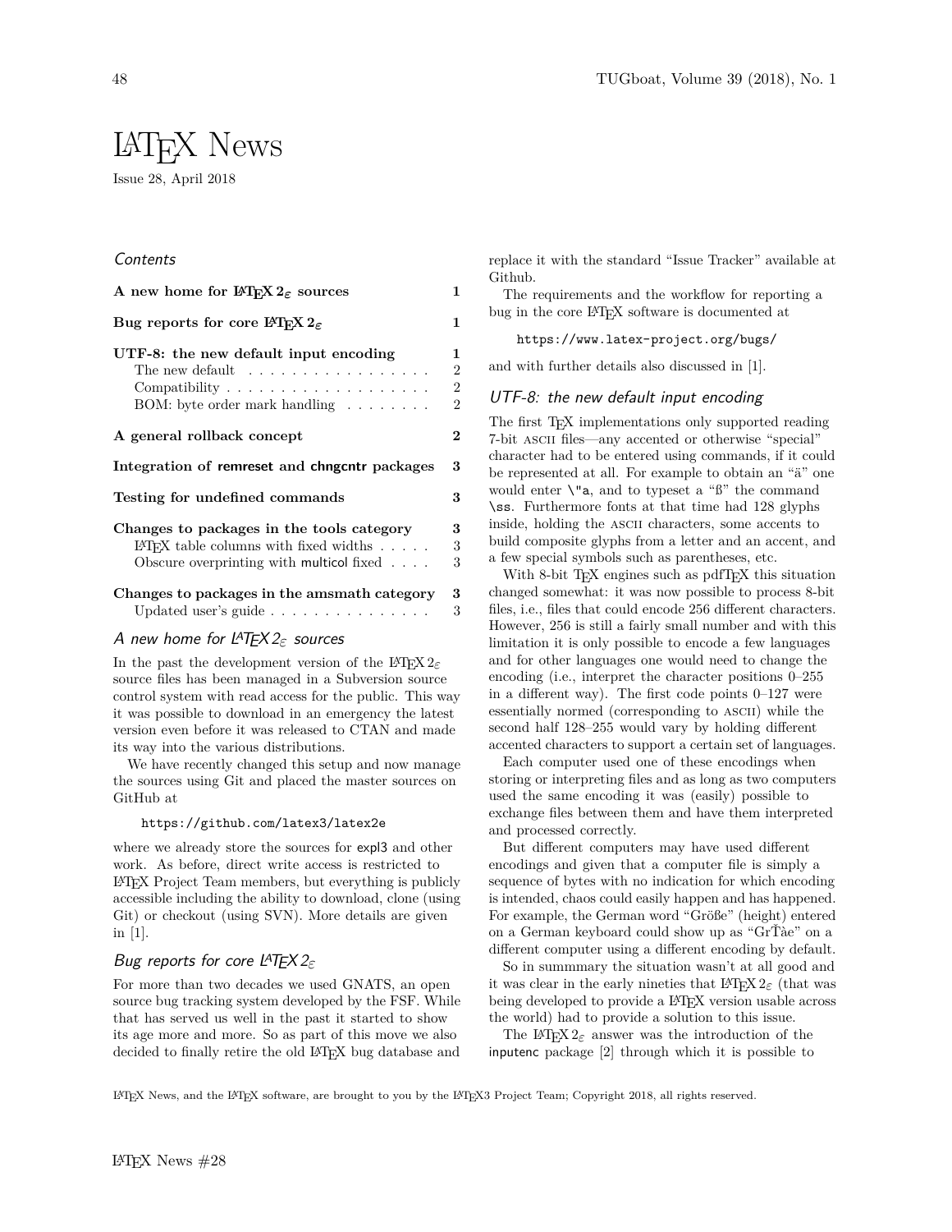# LaTeX News

Issue 28, April 2018

### Contents

| | |
|---|---|
| **A new home for LaTeX 2ε sources** | **1** |
| **Bug reports for core LaTeX 2ε** | **1** |
| **UTF-8: the new default input encoding** | **1** |
| The new default | 2 |
| Compatibility | 2 |
| BOM: byte order mark handling | 2 |
| **A general rollback concept** | **2** |
| **Integration of remreset and chngcntr packages** | **3** |
| **Testing for undefined commands** | **3** |
| **Changes to packages in the tools category** | **3** |
| LaTeX table columns with fixed widths | 3 |
| Obscure overprinting with multicol fixed | 3 |
| **Changes to packages in the amsmath category** | **3** |
| Updated user's guide | 3 |

## A new home for LaTeX 2ε sources

In the past the development version of the LaTeX 2ε source files has been managed in a Subversion source control system with read access for the public. This way it was possible to download in an emergency the latest version even before it was released to CTAN and made its way into the various distributions.

We have recently changed this setup and now manage the sources using Git and placed the master sources on GitHub at

```
https://github.com/latex3/latex2e
```

where we already store the sources for expl3 and other work. As before, direct write access is restricted to LaTeX Project Team members, but everything is publicly accessible including the ability to download, clone (using Git) or checkout (using SVN). More details are given in [1].

## Bug reports for core LaTeX 2ε

For more than two decades we used GNATS, an open source bug tracking system developed by the FSF. While that has served us well in the past it started to show its age more and more. So as part of this move we also decided to finally retire the old LaTeX bug database and replace it with the standard "Issue Tracker" available at Github.

The requirements and the workflow for reporting a bug in the core LaTeX software is documented at

```
https://www.latex-project.org/bugs/
```

and with further details also discussed in [1].

## UTF-8: the new default input encoding

The first TeX implementations only supported reading 7-bit ASCII files—any accented or otherwise "special" character had to be entered using commands, if it could be represented at all. For example to obtain an "ä" one would enter `\"a`, and to typeset a "ß" the command `\ss`. Furthermore fonts at that time had 128 glyphs inside, holding the ASCII characters, some accents to build composite glyphs from a letter and an accent, and a few special symbols such as parentheses, etc.

With 8-bit TeX engines such as pdfTeX this situation changed somewhat: it was now possible to process 8-bit files, i.e., files that could encode 256 different characters. However, 256 is still a fairly small number and with this limitation it is only possible to encode a few languages and for other languages one would need to change the encoding (i.e., interpret the character positions 0–255 in a different way). The first code points 0–127 were essentially normed (corresponding to ASCII) while the second half 128–255 would vary by holding different accented characters to support a certain set of languages.

Each computer used one of these encodings when storing or interpreting files and as long as two computers used the same encoding it was (easily) possible to exchange files between them and have them interpreted and processed correctly.

But different computers may have used different encodings and given that a computer file is simply a sequence of bytes with no indication for which encoding is intended, chaos could easily happen and has happened. For example, the German word "Größe" (height) entered on a German keyboard could show up as "GrÖàe" on a different computer using a different encoding by default.

So in summmary the situation wasn't at all good and it was clear in the early nineties that LaTeX 2ε (that was being developed to provide a LaTeX version usable across the world) had to provide a solution to this issue.

The LaTeX 2ε answer was the introduction of the inputenc package [2] through which it is possible to

LaTeX News, and the LaTeX software, are brought to you by the LaTeX3 Project Team; Copyright 2018, all rights reserved.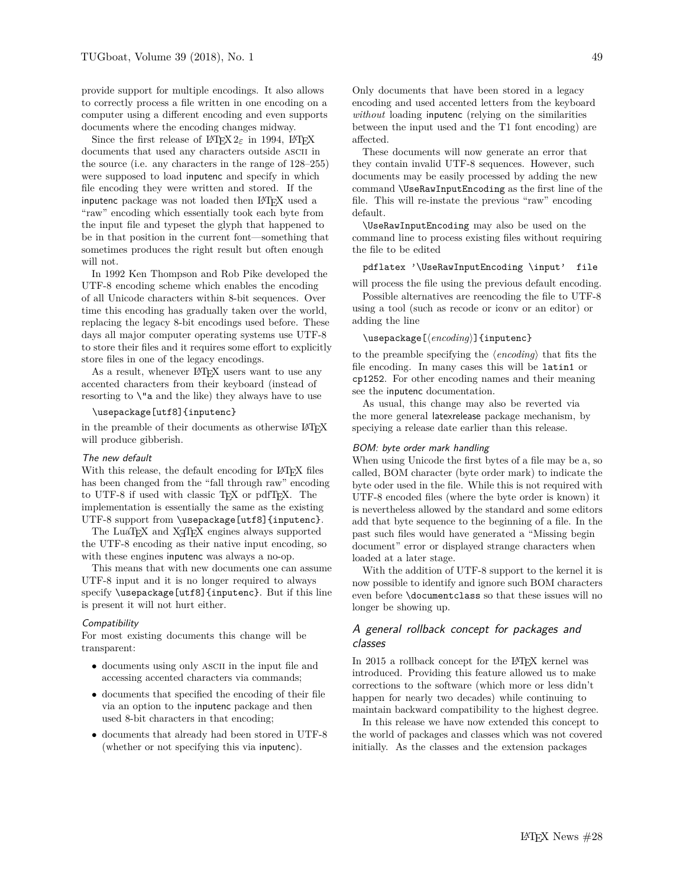provide support for multiple encodings. It also allows to correctly process a file written in one encoding on a computer using a different encoding and even supports documents where the encoding changes midway.

Since the first release of LaTeX 2ε in 1994, LaTeX documents that used any characters outside ASCII in the source (i.e. any characters in the range of 128–255) were supposed to load inputenc and specify in which file encoding they were written and stored. If the inputenc package was not loaded then LaTeX used a "raw" encoding which essentially took each byte from the input file and typeset the glyph that happened to be in that position in the current font—something that sometimes produces the right result but often enough will not.

In 1992 Ken Thompson and Rob Pike developed the UTF-8 encoding scheme which enables the encoding of all Unicode characters within 8-bit sequences. Over time this encoding has gradually taken over the world, replacing the legacy 8-bit encodings used before. These days all major computer operating systems use UTF-8 to store their files and it requires some effort to explicitly store files in one of the legacy encodings.

As a result, whenever LaTeX users want to use any accented characters from their keyboard (instead of resorting to `\"a` and the like) they always have to use

```
\usepackage[utf8]{inputenc}
```

in the preamble of their documents as otherwise LaTeX will produce gibberish.

#### *The new default*

With this release, the default encoding for LaTeX files has been changed from the "fall through raw" encoding to UTF-8 if used with classic TeX or pdfTeX. The implementation is essentially the same as the existing UTF-8 support from `\usepackage[utf8]{inputenc}`.

The LuaTeX and XeTeX engines always supported the UTF-8 encoding as their native input encoding, so with these engines inputenc was always a no-op.

This means that with new documents one can assume UTF-8 input and it is no longer required to always specify `\usepackage[utf8]{inputenc}`. But if this line is present it will not hurt either.

#### *Compatibility*

For most existing documents this change will be transparent:

- documents using only ASCII in the input file and accessing accented characters via commands;
- documents that specified the encoding of their file via an option to the inputenc package and then used 8-bit characters in that encoding;
- documents that already had been stored in UTF-8 (whether or not specifying this via inputenc).

Only documents that have been stored in a legacy encoding and used accented letters from the keyboard *without* loading inputenc (relying on the similarities between the input used and the T1 font encoding) are affected.

These documents will now generate an error that they contain invalid UTF-8 sequences. However, such documents may be easily processed by adding the new command `\UseRawInputEncoding` as the first line of the file. This will re-instate the previous "raw" encoding default.

`\UseRawInputEncoding` may also be used on the command line to process existing files without requiring the file to be edited

```
pdflatex '\UseRawInputEncoding \input'  file
```

will process the file using the previous default encoding.

Possible alternatives are reencoding the file to UTF-8 using a tool (such as recode or iconv or an editor) or adding the line

```
\usepackage[⟨encoding⟩]{inputenc}
```

to the preamble specifying the ⟨*encoding*⟩ that fits the file encoding. In many cases this will be `latin1` or `cp1252`. For other encoding names and their meaning see the inputenc documentation.

As usual, this change may also be reverted via the more general latexrelease package mechanism, by speciying a release date earlier than this release.

#### *BOM: byte order mark handling*

When using Unicode the first bytes of a file may be a, so called, BOM character (byte order mark) to indicate the byte oder used in the file. While this is not required with UTF-8 encoded files (where the byte order is known) it is nevertheless allowed by the standard and some editors add that byte sequence to the beginning of a file. In the past such files would have generated a "Missing begin document" error or displayed strange characters when loaded at a later stage.

With the addition of UTF-8 support to the kernel it is now possible to identify and ignore such BOM characters even before `\documentclass` so that these issues will no longer be showing up.

### *A general rollback concept for packages and classes*

In 2015 a rollback concept for the LaTeX kernel was introduced. Providing this feature allowed us to make corrections to the software (which more or less didn't happen for nearly two decades) while continuing to maintain backward compatibility to the highest degree.

In this release we have now extended this concept to the world of packages and classes which was not covered initially. As the classes and the extension packages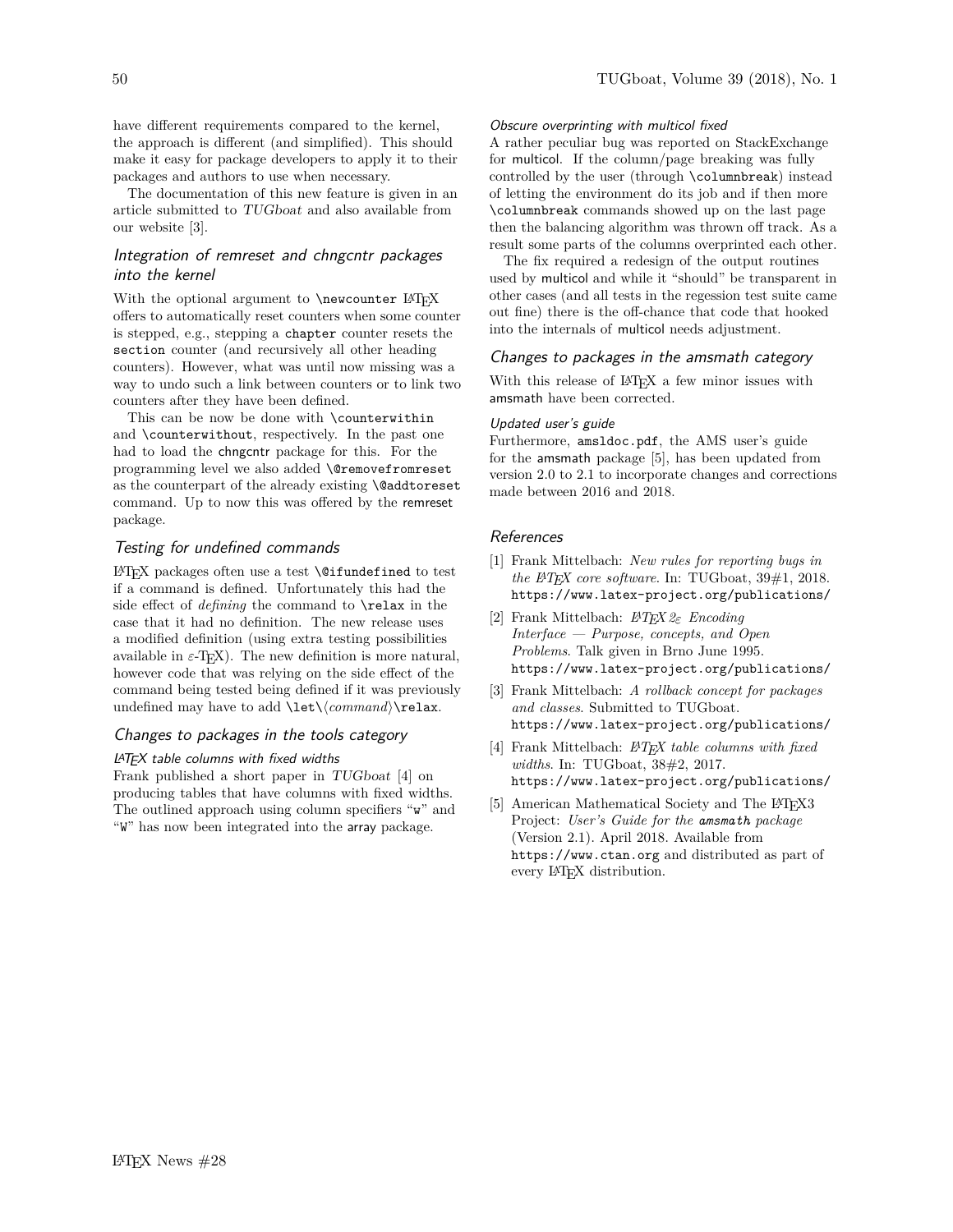have different requirements compared to the kernel, the approach is different (and simplified). This should make it easy for package developers to apply it to their packages and authors to use when necessary.

The documentation of this new feature is given in an article submitted to *TUGboat* and also available from our website [3].

### Integration of remreset and chngcntr packages into the kernel

With the optional argument to `\newcounter` LaTeX offers to automatically reset counters when some counter is stepped, e.g., stepping a `chapter` counter resets the `section` counter (and recursively all other heading counters). However, what was until now missing was a way to undo such a link between counters or to link two counters after they have been defined.

This can be now be done with `\counterwithin` and `\counterwithout`, respectively. In the past one had to load the chngcntr package for this. For the programming level we also added `\@removefromreset` as the counterpart of the already existing `\@addtoreset` command. Up to now this was offered by the remreset package.

### Testing for undefined commands

LaTeX packages often use a test `\@ifundefined` to test if a command is defined. Unfortunately this had the side effect of *defining* the command to `\relax` in the case that it had no definition. The new release uses a modified definition (using extra testing possibilities available in ε-TeX). The new definition is more natural, however code that was relying on the side effect of the command being tested being defined if it was previously undefined may have to add `\let\⟨command⟩\relax`.

### Changes to packages in the tools category

#### LaTeX table columns with fixed widths

Frank published a short paper in *TUGboat* [4] on producing tables that have columns with fixed widths. The outlined approach using column specifiers "`w`" and "`W`" has now been integrated into the array package.

#### Obscure overprinting with multicol fixed

A rather peculiar bug was reported on StackExchange for multicol. If the column/page breaking was fully controlled by the user (through `\columnbreak`) instead of letting the environment do its job and if then more `\columnbreak` commands showed up on the last page then the balancing algorithm was thrown off track. As a result some parts of the columns overprinted each other.

The fix required a redesign of the output routines used by multicol and while it "should" be transparent in other cases (and all tests in the regession test suite came out fine) there is the off-chance that code that hooked into the internals of multicol needs adjustment.

### Changes to packages in the amsmath category

With this release of LaTeX a few minor issues with amsmath have been corrected.

#### Updated user's guide

Furthermore, `amsldoc.pdf`, the AMS user's guide for the amsmath package [5], has been updated from version 2.0 to 2.1 to incorporate changes and corrections made between 2016 and 2018.

### References

[1] Frank Mittelbach: *New rules for reporting bugs in the LaTeX core software*. In: TUGboat, 39#1, 2018. `https://www.latex-project.org/publications/`

[2] Frank Mittelbach: *LaTeX 2ε Encoding Interface — Purpose, concepts, and Open Problems*. Talk given in Brno June 1995. `https://www.latex-project.org/publications/`

[3] Frank Mittelbach: *A rollback concept for packages and classes*. Submitted to TUGboat. `https://www.latex-project.org/publications/`

[4] Frank Mittelbach: *LaTeX table columns with fixed widths*. In: TUGboat, 38#2, 2017. `https://www.latex-project.org/publications/`

[5] American Mathematical Society and The LaTeX3 Project: *User's Guide for the amsmath package* (Version 2.1). April 2018. Available from `https://www.ctan.org` and distributed as part of every LaTeX distribution.